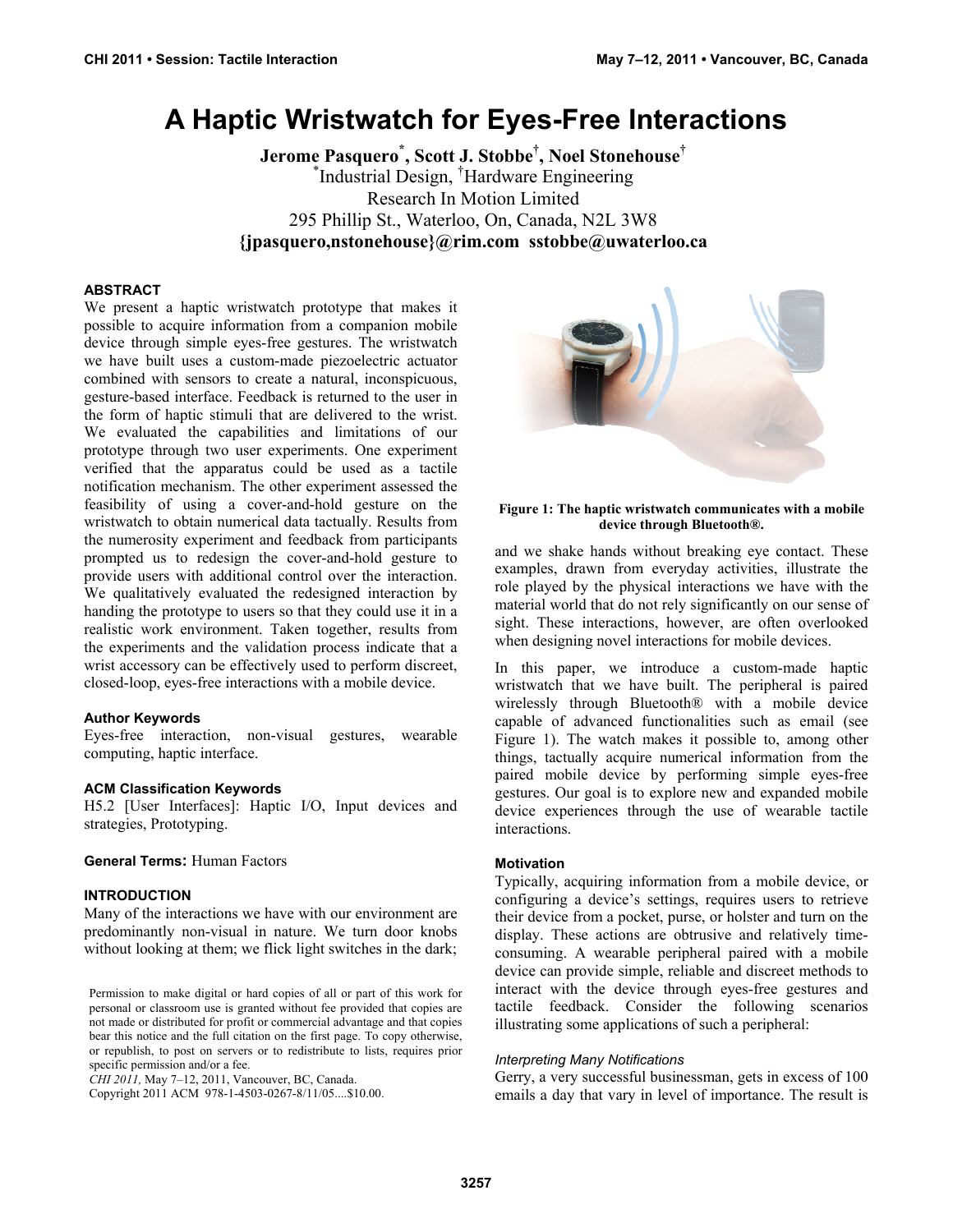# A Haptic Wristwatch for Eyes-Free Interactions

**Jerome Pasquero[*], Scott J. Stobbe[†], Noel Stonehouse[†]**
[*]Industrial Design, [†]Hardware Engineering
Research In Motion Limited
295 Phillip St., Waterloo, On, Canada, N2L 3W8
**{jpasquero,nstonehouse}@rim.com sstobbe@uwaterloo.ca**

#### ABSTRACT

We present a haptic wristwatch prototype that makes it possible to acquire information from a companion mobile device through simple eyes-free gestures. The wristwatch we have built uses a custom-made piezoelectric actuator combined with sensors to create a natural, inconspicuous, gesture-based interface. Feedback is returned to the user in the form of haptic stimuli that are delivered to the wrist. We evaluated the capabilities and limitations of our prototype through two user experiments. One experiment verified that the apparatus could be used as a tactile notification mechanism. The other experiment assessed the feasibility of using a cover-and-hold gesture on the wristwatch to obtain numerical data tactually. Results from the numerosity experiment and feedback from participants prompted us to redesign the cover-and-hold gesture to provide users with additional control over the interaction. We qualitatively evaluated the redesigned interaction by handing the prototype to users so that they could use it in a realistic work environment. Taken together, results from the experiments and the validation process indicate that a wrist accessory can be effectively used to perform discreet, closed-loop, eyes-free interactions with a mobile device.

#### Author Keywords

Eyes-free interaction, non-visual gestures, wearable computing, haptic interface.

#### ACM Classification Keywords

H5.2 [User Interfaces]: Haptic I/O, Input devices and strategies, Prototyping.

**General Terms:** Human Factors

#### INTRODUCTION

Many of the interactions we have with our environment are predominantly non-visual in nature. We turn door knobs without looking at them; we flick light switches in the dark; and we shake hands without breaking eye contact. These examples, drawn from everyday activities, illustrate the role played by the physical interactions we have with the material world that do not rely significantly on our sense of sight. These interactions, however, are often overlooked when designing novel interactions for mobile devices.

**Figure 1: The haptic wristwatch communicates with a mobile device through Bluetooth®.**

In this paper, we introduce a custom-made haptic wristwatch that we have built. The peripheral is paired wirelessly through Bluetooth® with a mobile device capable of advanced functionalities such as email (see Figure 1). The watch makes it possible to, among other things, tactually acquire numerical information from the paired mobile device by performing simple eyes-free gestures. Our goal is to explore new and expanded mobile device experiences through the use of wearable tactile interactions.

#### Motivation

Typically, acquiring information from a mobile device, or configuring a device's settings, requires users to retrieve their device from a pocket, purse, or holster and turn on the display. These actions are obtrusive and relatively time-consuming. A wearable peripheral paired with a mobile device can provide simple, reliable and discreet methods to interact with the device through eyes-free gestures and tactile feedback. Consider the following scenarios illustrating some applications of such a peripheral:

*Interpreting Many Notifications*

Gerry, a very successful businessman, gets in excess of 100 emails a day that vary in level of importance. The result is

Permission to make digital or hard copies of all or part of this work for personal or classroom use is granted without fee provided that copies are not made or distributed for profit or commercial advantage and that copies bear this notice and the full citation on the first page. To copy otherwise, or republish, to post on servers or to redistribute to lists, requires prior specific permission and/or a fee.
*CHI 2011,* May 7–12, 2011, Vancouver, BC, Canada.
Copyright 2011 ACM 978-1-4503-0267-8/11/05....$10.00.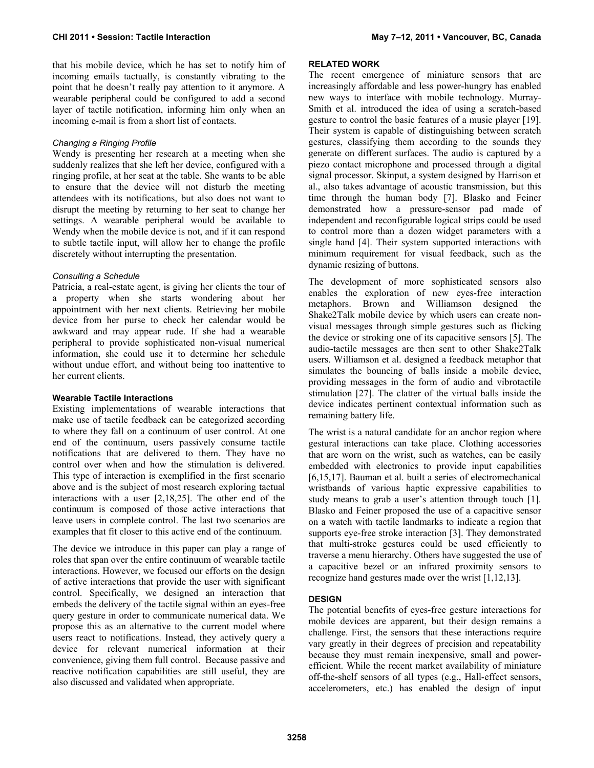that his mobile device, which he has set to notify him of incoming emails tactually, is constantly vibrating to the point that he doesn't really pay attention to it anymore. A wearable peripheral could be configured to add a second layer of tactile notification, informing him only when an incoming e-mail is from a short list of contacts.

#### *Changing a Ringing Profile*

Wendy is presenting her research at a meeting when she suddenly realizes that she left her device, configured with a ringing profile, at her seat at the table. She wants to be able to ensure that the device will not disturb the meeting attendees with its notifications, but also does not want to disrupt the meeting by returning to her seat to change her settings. A wearable peripheral would be available to Wendy when the mobile device is not, and if it can respond to subtle tactile input, will allow her to change the profile discretely without interrupting the presentation.

#### *Consulting a Schedule*

Patricia, a real-estate agent, is giving her clients the tour of a property when she starts wondering about her appointment with her next clients. Retrieving her mobile device from her purse to check her calendar would be awkward and may appear rude. If she had a wearable peripheral to provide sophisticated non-visual numerical information, she could use it to determine her schedule without undue effort, and without being too inattentive to her current clients.

### Wearable Tactile Interactions

Existing implementations of wearable interactions that make use of tactile feedback can be categorized according to where they fall on a continuum of user control. At one end of the continuum, users passively consume tactile notifications that are delivered to them. They have no control over when and how the stimulation is delivered. This type of interaction is exemplified in the first scenario above and is the subject of most research exploring tactual interactions with a user [2,18,25]. The other end of the continuum is composed of those active interactions that leave users in complete control. The last two scenarios are examples that fit closer to this active end of the continuum.

The device we introduce in this paper can play a range of roles that span over the entire continuum of wearable tactile interactions. However, we focused our efforts on the design of active interactions that provide the user with significant control. Specifically, we designed an interaction that embeds the delivery of the tactile signal within an eyes-free query gesture in order to communicate numerical data. We propose this as an alternative to the current model where users react to notifications. Instead, they actively query a device for relevant numerical information at their convenience, giving them full control. Because passive and reactive notification capabilities are still useful, they are also discussed and validated when appropriate.

## RELATED WORK

The recent emergence of miniature sensors that are increasingly affordable and less power-hungry has enabled new ways to interface with mobile technology. Murray-Smith et al. introduced the idea of using a scratch-based gesture to control the basic features of a music player [19]. Their system is capable of distinguishing between scratch gestures, classifying them according to the sounds they generate on different surfaces. The audio is captured by a piezo contact microphone and processed through a digital signal processor. Skinput, a system designed by Harrison et al., also takes advantage of acoustic transmission, but this time through the human body [7]. Blasko and Feiner demonstrated how a pressure-sensor pad made of independent and reconfigurable logical strips could be used to control more than a dozen widget parameters with a single hand [4]. Their system supported interactions with minimum requirement for visual feedback, such as the dynamic resizing of buttons.

The development of more sophisticated sensors also enables the exploration of new eyes-free interaction metaphors. Brown and Williamson designed the Shake2Talk mobile device by which users can create non-visual messages through simple gestures such as flicking the device or stroking one of its capacitive sensors [5]. The audio-tactile messages are then sent to other Shake2Talk users. Williamson et al. designed a feedback metaphor that simulates the bouncing of balls inside a mobile device, providing messages in the form of audio and vibrotactile stimulation [27]. The clatter of the virtual balls inside the device indicates pertinent contextual information such as remaining battery life.

The wrist is a natural candidate for an anchor region where gestural interactions can take place. Clothing accessories that are worn on the wrist, such as watches, can be easily embedded with electronics to provide input capabilities [6,15,17]. Bauman et al. built a series of electromechanical wristbands of various haptic expressive capabilities to study means to grab a user's attention through touch [1]. Blasko and Feiner proposed the use of a capacitive sensor on a watch with tactile landmarks to indicate a region that supports eye-free stroke interaction [3]. They demonstrated that multi-stroke gestures could be used efficiently to traverse a menu hierarchy. Others have suggested the use of a capacitive bezel or an infrared proximity sensors to recognize hand gestures made over the wrist [1,12,13].

## DESIGN

The potential benefits of eyes-free gesture interactions for mobile devices are apparent, but their design remains a challenge. First, the sensors that these interactions require vary greatly in their degrees of precision and repeatability because they must remain inexpensive, small and power-efficient. While the recent market availability of miniature off-the-shelf sensors of all types (e.g., Hall-effect sensors, accelerometers, etc.) has enabled the design of input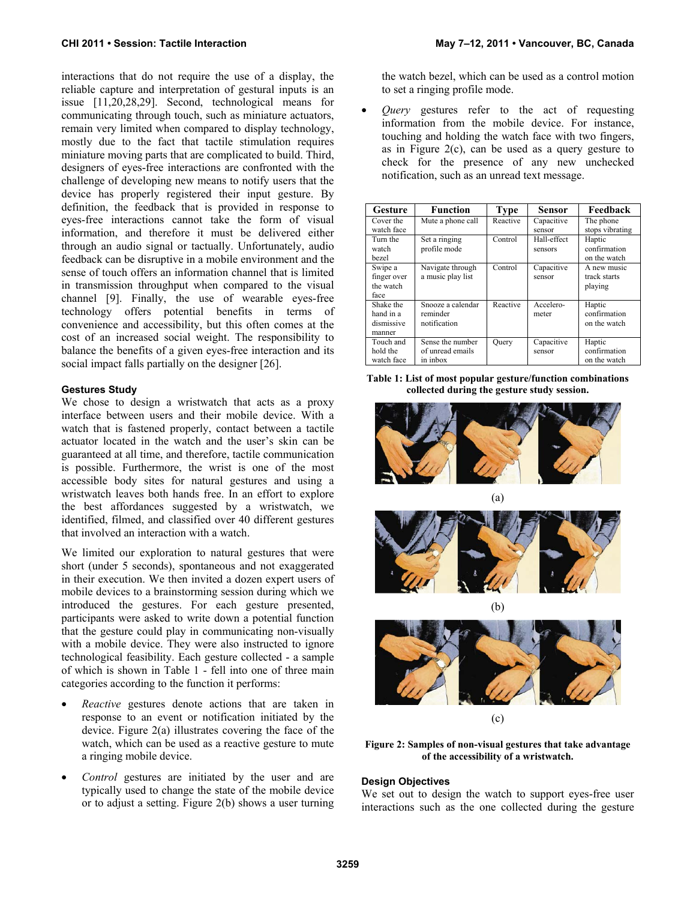interactions that do not require the use of a display, the reliable capture and interpretation of gestural inputs is an issue [11,20,28,29]. Second, technological means for communicating through touch, such as miniature actuators, remain very limited when compared to display technology, mostly due to the fact that tactile stimulation requires miniature moving parts that are complicated to build. Third, designers of eyes-free interactions are confronted with the challenge of developing new means to notify users that the device has properly registered their input gesture. By definition, the feedback that is provided in response to eyes-free interactions cannot take the form of visual information, and therefore it must be delivered either through an audio signal or tactually. Unfortunately, audio feedback can be disruptive in a mobile environment and the sense of touch offers an information channel that is limited in transmission throughput when compared to the visual channel [9]. Finally, the use of wearable eyes-free technology offers potential benefits in terms of convenience and accessibility, but this often comes at the cost of an increased social weight. The responsibility to balance the benefits of a given eyes-free interaction and its social impact falls partially on the designer [26].

### Gestures Study

We chose to design a wristwatch that acts as a proxy interface between users and their mobile device. With a watch that is fastened properly, contact between a tactile actuator located in the watch and the user's skin can be guaranteed at all time, and therefore, tactile communication is possible. Furthermore, the wrist is one of the most accessible body sites for natural gestures and using a wristwatch leaves both hands free. In an effort to explore the best affordances suggested by a wristwatch, we identified, filmed, and classified over 40 different gestures that involved an interaction with a watch.

We limited our exploration to natural gestures that were short (under 5 seconds), spontaneous and not exaggerated in their execution. We then invited a dozen expert users of mobile devices to a brainstorming session during which we introduced the gestures. For each gesture presented, participants were asked to write down a potential function that the gesture could play in communicating non-visually with a mobile device. They were also instructed to ignore technological feasibility. Each gesture collected - a sample of which is shown in Table 1 - fell into one of three main categories according to the function it performs:

- *Reactive* gestures denote actions that are taken in response to an event or notification initiated by the device. Figure 2(a) illustrates covering the face of the watch, which can be used as a reactive gesture to mute a ringing mobile device.
- *Control* gestures are initiated by the user and are typically used to change the state of the mobile device or to adjust a setting. Figure 2(b) shows a user turning the watch bezel, which can be used as a control motion to set a ringing profile mode.
- *Query* gestures refer to the act of requesting information from the mobile device. For instance, touching and holding the watch face with two fingers, as in Figure 2(c), can be used as a query gesture to check for the presence of any new unchecked notification, such as an unread text message.

| Gesture | Function | Type | Sensor | Feedback |
|---|---|---|---|---|
| Cover the watch face | Mute a phone call | Reactive | Capacitive sensor | The phone stops vibrating |
| Turn the watch bezel | Set a ringing profile mode | Control | Hall-effect sensors | Haptic confirmation on the watch |
| Swipe a finger over the watch face | Navigate through a music play list | Control | Capacitive sensor | A new music track starts playing |
| Shake the hand in a dismissive manner | Snooze a calendar reminder notification | Reactive | Accelero-meter | Haptic confirmation on the watch |
| Touch and hold the watch face | Sense the number of unread emails in inbox | Query | Capacitive sensor | Haptic confirmation on the watch |

**Table 1: List of most popular gesture/function combinations collected during the gesture study session.**

(a)

(b)

(c)

**Figure 2: Samples of non-visual gestures that take advantage of the accessibility of a wristwatch.**

### Design Objectives

We set out to design the watch to support eyes-free user interactions such as the one collected during the gesture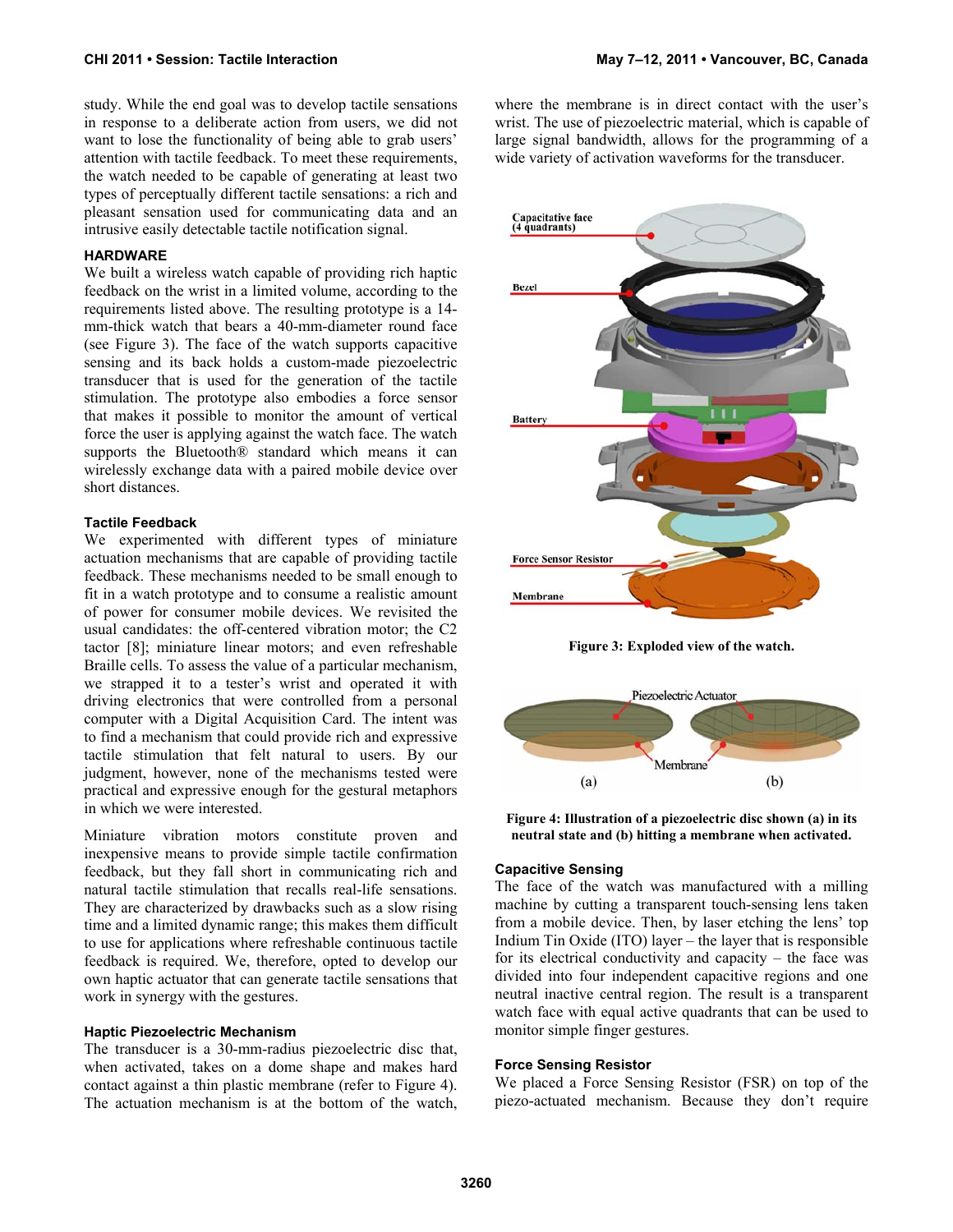study. While the end goal was to develop tactile sensations in response to a deliberate action from users, we did not want to lose the functionality of being able to grab users' attention with tactile feedback. To meet these requirements, the watch needed to be capable of generating at least two types of perceptually different tactile sensations: a rich and pleasant sensation used for communicating data and an intrusive easily detectable tactile notification signal.

## HARDWARE

We built a wireless watch capable of providing rich haptic feedback on the wrist in a limited volume, according to the requirements listed above. The resulting prototype is a 14-mm-thick watch that bears a 40-mm-diameter round face (see Figure 3). The face of the watch supports capacitive sensing and its back holds a custom-made piezoelectric transducer that is used for the generation of the tactile stimulation. The prototype also embodies a force sensor that makes it possible to monitor the amount of vertical force the user is applying against the watch face. The watch supports the Bluetooth® standard which means it can wirelessly exchange data with a paired mobile device over short distances.

### Tactile Feedback

We experimented with different types of miniature actuation mechanisms that are capable of providing tactile feedback. These mechanisms needed to be small enough to fit in a watch prototype and to consume a realistic amount of power for consumer mobile devices. We revisited the usual candidates: the off-centered vibration motor; the C2 tactor [8]; miniature linear motors; and even refreshable Braille cells. To assess the value of a particular mechanism, we strapped it to a tester's wrist and operated it with driving electronics that were controlled from a personal computer with a Digital Acquisition Card. The intent was to find a mechanism that could provide rich and expressive tactile stimulation that felt natural to users. By our judgment, however, none of the mechanisms tested were practical and expressive enough for the gestural metaphors in which we were interested.

Miniature vibration motors constitute proven and inexpensive means to provide simple tactile confirmation feedback, but they fall short in communicating rich and natural tactile stimulation that recalls real-life sensations. They are characterized by drawbacks such as a slow rising time and a limited dynamic range; this makes them difficult to use for applications where refreshable continuous tactile feedback is required. We, therefore, opted to develop our own haptic actuator that can generate tactile sensations that work in synergy with the gestures.

### Haptic Piezoelectric Mechanism

The transducer is a 30-mm-radius piezoelectric disc that, when activated, takes on a dome shape and makes hard contact against a thin plastic membrane (refer to Figure 4). The actuation mechanism is at the bottom of the watch, where the membrane is in direct contact with the user's wrist. The use of piezoelectric material, which is capable of large signal bandwidth, allows for the programming of a wide variety of activation waveforms for the transducer.

Capacitative face (4 quadrants)

Bezel

Battery

Force Sensor Resistor

Membrane

**Figure 3: Exploded view of the watch.**

Piezoelectric Actuator

Membrane

(a)

(b)

**Figure 4: Illustration of a piezoelectric disc shown (a) in its neutral state and (b) hitting a membrane when activated.**

### Capacitive Sensing

The face of the watch was manufactured with a milling machine by cutting a transparent touch-sensing lens taken from a mobile device. Then, by laser etching the lens' top Indium Tin Oxide (ITO) layer – the layer that is responsible for its electrical conductivity and capacity – the face was divided into four independent capacitive regions and one neutral inactive central region. The result is a transparent watch face with equal active quadrants that can be used to monitor simple finger gestures.

### Force Sensing Resistor

We placed a Force Sensing Resistor (FSR) on top of the piezo-actuated mechanism. Because they don't require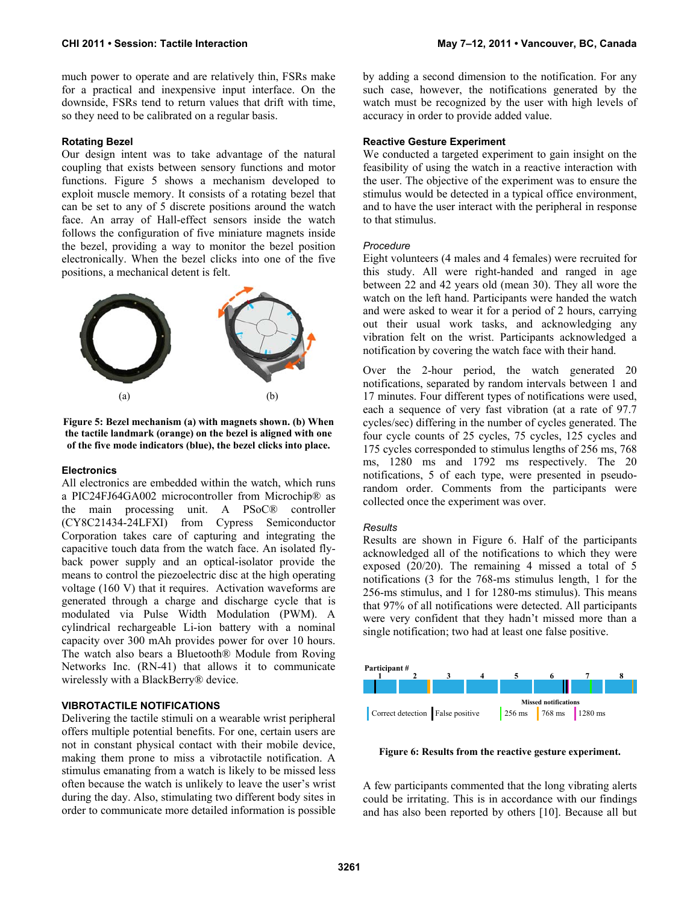much power to operate and are relatively thin, FSRs make for a practical and inexpensive input interface. On the downside, FSRs tend to return values that drift with time, so they need to be calibrated on a regular basis.

### Rotating Bezel

Our design intent was to take advantage of the natural coupling that exists between sensory functions and motor functions. Figure 5 shows a mechanism developed to exploit muscle memory. It consists of a rotating bezel that can be set to any of 5 discrete positions around the watch face. An array of Hall-effect sensors inside the watch follows the configuration of five miniature magnets inside the bezel, providing a way to monitor the bezel position electronically. When the bezel clicks into one of the five positions, a mechanical detent is felt.

(a) (b)

**Figure 5: Bezel mechanism (a) with magnets shown. (b) When the tactile landmark (orange) on the bezel is aligned with one of the five mode indicators (blue), the bezel clicks into place.**

### Electronics

All electronics are embedded within the watch, which runs a PIC24FJ64GA002 microcontroller from Microchip® as the main processing unit. A PSoC® controller (CY8C21434-24LFXI) from Cypress Semiconductor Corporation takes care of capturing and integrating the capacitive touch data from the watch face. An isolated fly-back power supply and an optical-isolator provide the means to control the piezoelectric disc at the high operating voltage (160 V) that it requires. Activation waveforms are generated through a charge and discharge cycle that is modulated via Pulse Width Modulation (PWM). A cylindrical rechargeable Li-ion battery with a nominal capacity over 300 mAh provides power for over 10 hours. The watch also bears a Bluetooth® Module from Roving Networks Inc. (RN-41) that allows it to communicate wirelessly with a BlackBerry® device.

## VIBROTACTILE NOTIFICATIONS

Delivering the tactile stimuli on a wearable wrist peripheral offers multiple potential benefits. For one, certain users are not in constant physical contact with their mobile device, making them prone to miss a vibrotactile notification. A stimulus emanating from a watch is likely to be missed less often because the watch is unlikely to leave the user's wrist during the day. Also, stimulating two different body sites in order to communicate more detailed information is possible by adding a second dimension to the notification. For any such case, however, the notifications generated by the watch must be recognized by the user with high levels of accuracy in order to provide added value.

### Reactive Gesture Experiment

We conducted a targeted experiment to gain insight on the feasibility of using the watch in a reactive interaction with the user. The objective of the experiment was to ensure the stimulus would be detected in a typical office environment, and to have the user interact with the peripheral in response to that stimulus.

#### *Procedure*

Eight volunteers (4 males and 4 females) were recruited for this study. All were right-handed and ranged in age between 22 and 42 years old (mean 30). They all wore the watch on the left hand. Participants were handed the watch and were asked to wear it for a period of 2 hours, carrying out their usual work tasks, and acknowledging any vibration felt on the wrist. Participants acknowledged a notification by covering the watch face with their hand.

Over the 2-hour period, the watch generated 20 notifications, separated by random intervals between 1 and 17 minutes. Four different types of notifications were used, each a sequence of very fast vibration (at a rate of 97.7 cycles/sec) differing in the number of cycles generated. The four cycle counts of 25 cycles, 75 cycles, 125 cycles and 175 cycles corresponded to stimulus lengths of 256 ms, 768 ms, 1280 ms and 1792 ms respectively. The 20 notifications, 5 of each type, were presented in pseudo-random order. Comments from the participants were collected once the experiment was over.

#### *Results*

Results are shown in Figure 6. Half of the participants acknowledged all of the notifications to which they were exposed (20/20). The remaining 4 missed a total of 5 notifications (3 for the 768-ms stimulus length, 1 for the 256-ms stimulus, and 1 for 1280-ms stimulus). This means that 97% of all notifications were detected. All participants were very confident that they hadn't missed more than a single notification; two had at least one false positive.

Participant # 1 2 3 4 5 6 7 8

Correct detection | False positive | Missed notifications: 256 ms | 768 ms | 1280 ms

**Figure 6: Results from the reactive gesture experiment.**

A few participants commented that the long vibrating alerts could be irritating. This is in accordance with our findings and has also been reported by others [10]. Because all but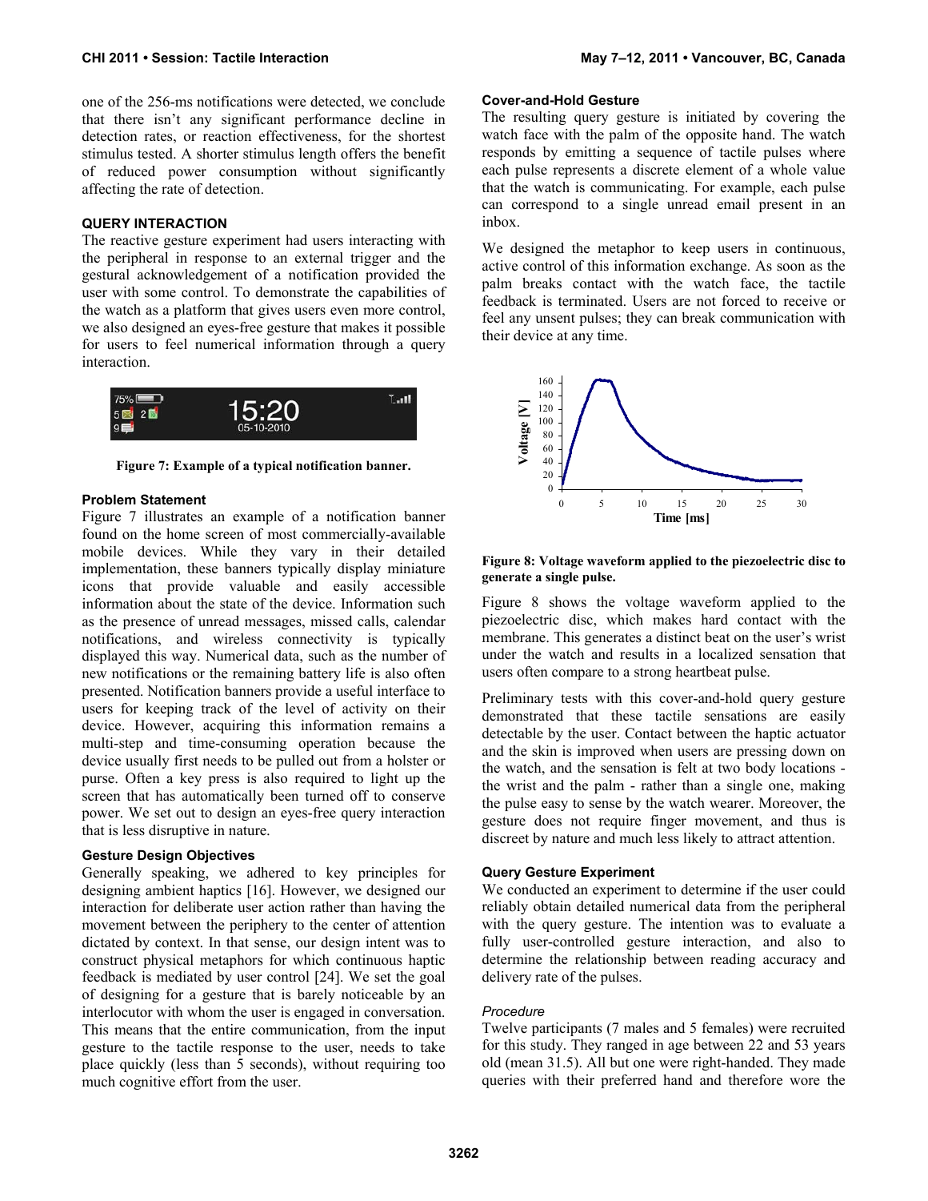one of the 256-ms notifications were detected, we conclude that there isn't any significant performance decline in detection rates, or reaction effectiveness, for the shortest stimulus tested. A shorter stimulus length offers the benefit of reduced power consumption without significantly affecting the rate of detection.

## QUERY INTERACTION

The reactive gesture experiment had users interacting with the peripheral in response to an external trigger and the gestural acknowledgement of a notification provided the user with some control. To demonstrate the capabilities of the watch as a platform that gives users even more control, we also designed an eyes-free gesture that makes it possible for users to feel numerical information through a query interaction.

**Figure 7: Example of a typical notification banner.**

### Problem Statement

Figure 7 illustrates an example of a notification banner found on the home screen of most commercially-available mobile devices. While they vary in their detailed implementation, these banners typically display miniature icons that provide valuable and easily accessible information about the state of the device. Information such as the presence of unread messages, missed calls, calendar notifications, and wireless connectivity is typically displayed this way. Numerical data, such as the number of new notifications or the remaining battery life is also often presented. Notification banners provide a useful interface to users for keeping track of the level of activity on their device. However, acquiring this information remains a multi-step and time-consuming operation because the device usually first needs to be pulled out from a holster or purse. Often a key press is also required to light up the screen that has automatically been turned off to conserve power. We set out to design an eyes-free query interaction that is less disruptive in nature.

### Gesture Design Objectives

Generally speaking, we adhered to key principles for designing ambient haptics [16]. However, we designed our interaction for deliberate user action rather than having the movement between the periphery to the center of attention dictated by context. In that sense, our design intent was to construct physical metaphors for which continuous haptic feedback is mediated by user control [24]. We set the goal of designing for a gesture that is barely noticeable by an interlocutor with whom the user is engaged in conversation. This means that the entire communication, from the input gesture to the tactile response to the user, needs to take place quickly (less than 5 seconds), without requiring too much cognitive effort from the user.

### Cover-and-Hold Gesture

The resulting query gesture is initiated by covering the watch face with the palm of the opposite hand. The watch responds by emitting a sequence of tactile pulses where each pulse represents a discrete element of a whole value that the watch is communicating. For example, each pulse can correspond to a single unread email present in an inbox.

We designed the metaphor to keep users in continuous, active control of this information exchange. As soon as the palm breaks contact with the watch face, the tactile feedback is terminated. Users are not forced to receive or feel any unsent pulses; they can break communication with their device at any time.

**Figure 8: Voltage waveform applied to the piezoelectric disc to generate a single pulse.**

Figure 8 shows the voltage waveform applied to the piezoelectric disc, which makes hard contact with the membrane. This generates a distinct beat on the user's wrist under the watch and results in a localized sensation that users often compare to a strong heartbeat pulse.

Preliminary tests with this cover-and-hold query gesture demonstrated that these tactile sensations are easily detectable by the user. Contact between the haptic actuator and the skin is improved when users are pressing down on the watch, and the sensation is felt at two body locations - the wrist and the palm - rather than a single one, making the pulse easy to sense by the watch wearer. Moreover, the gesture does not require finger movement, and thus is discreet by nature and much less likely to attract attention.

### Query Gesture Experiment

We conducted an experiment to determine if the user could reliably obtain detailed numerical data from the peripheral with the query gesture. The intention was to evaluate a fully user-controlled gesture interaction, and also to determine the relationship between reading accuracy and delivery rate of the pulses.

*Procedure*

Twelve participants (7 males and 5 females) were recruited for this study. They ranged in age between 22 and 53 years old (mean 31.5). All but one were right-handed. They made queries with their preferred hand and therefore wore the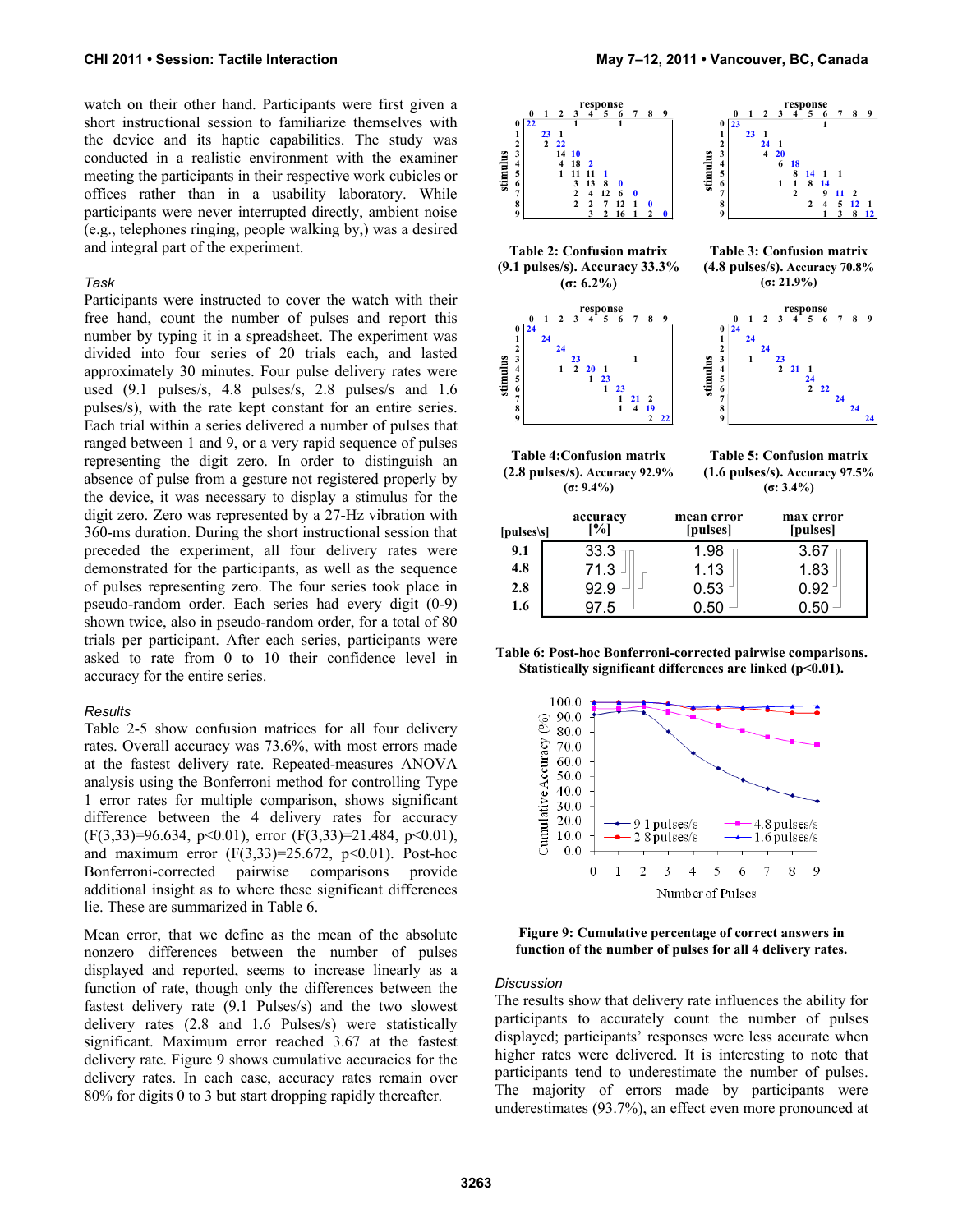watch on their other hand. Participants were first given a short instructional session to familiarize themselves with the device and its haptic capabilities. The study was conducted in a realistic environment with the examiner meeting the participants in their respective work cubicles or offices rather than in a usability laboratory. While participants were never interrupted directly, ambient noise (e.g., telephones ringing, people walking by,) was a desired and integral part of the experiment.

### *Task*

Participants were instructed to cover the watch with their free hand, count the number of pulses and report this number by typing it in a spreadsheet. The experiment was divided into four series of 20 trials each, and lasted approximately 30 minutes. Four pulse delivery rates were used (9.1 pulses/s, 4.8 pulses/s, 2.8 pulses/s and 1.6 pulses/s), with the rate kept constant for an entire series. Each trial within a series delivered a number of pulses that ranged between 1 and 9, or a very rapid sequence of pulses representing the digit zero. In order to distinguish an absence of pulse from a gesture not registered properly by the device, it was necessary to display a stimulus for the digit zero. Zero was represented by a 27-Hz vibration with 360-ms duration. During the short instructional session that preceded the experiment, all four delivery rates were demonstrated for the participants, as well as the sequence of pulses representing zero. The four series took place in pseudo-random order. Each series had every digit (0-9) shown twice, also in pseudo-random order, for a total of 80 trials per participant. After each series, participants were asked to rate from 0 to 10 their confidence level in accuracy for the entire series.

### *Results*

Table 2-5 show confusion matrices for all four delivery rates. Overall accuracy was 73.6%, with most errors made at the fastest delivery rate. Repeated-measures ANOVA analysis using the Bonferroni method for controlling Type 1 error rates for multiple comparison, shows significant difference between the 4 delivery rates for accuracy ($F(3,33)=96.634$, $p<0.01$), error ($F(3,33)=21.484$, $p<0.01$), and maximum error ($F(3,33)=25.672$, $p<0.01$). Post-hoc Bonferroni-corrected pairwise comparisons provide additional insight as to where these significant differences lie. These are summarized in Table 6.

Mean error, that we define as the mean of the absolute nonzero differences between the number of pulses displayed and reported, seems to increase linearly as a function of rate, though only the differences between the fastest delivery rate (9.1 Pulses/s) and the two slowest delivery rates (2.8 and 1.6 Pulses/s) were statistically significant. Maximum error reached 3.67 at the fastest delivery rate. Figure 9 shows cumulative accuracies for the delivery rates. In each case, accuracy rates remain over 80% for digits 0 to 3 but start dropping rapidly thereafter.

| stimulus \ response | 0 | 1 | 2 | 3 | 4 | 5 | 6 | 7 | 8 | 9 |
|---|---|---|---|---|---|---|---|---|---|---|
| 0 | 22 | | | | 1 | | | 1 | | |
| 1 | | 23 | 1 | | | | | | | |
| 2 | | | 2 | 22 | | | | | | |
| 3 | | | | 14 | 10 | | | | | |
| 4 | | | | 4 | 18 | 2 | | | | |
| 5 | | | | 1 | 11 | 11 | 1 | | | |
| 6 | | | | | 3 | 13 | 8 | 0 | | |
| 7 | | | | | 2 | 4 | 12 | 6 | 0 | |
| 8 | | | | | 2 | 2 | 7 | 12 | 1 | 0 |
| 9 | | | | | | 3 | 2 | 16 | 1 | 2 | 0 |

**Table 2: Confusion matrix (9.1 pulses/s). Accuracy 33.3% (σ: 6.2%)**

| stimulus \ response | 0 | 1 | 2 | 3 | 4 | 5 | 6 | 7 | 8 | 9 |
|---|---|---|---|---|---|---|---|---|---|---|
| 0 | 23 | | | | | | | 1 | | |
| 1 | | 23 | 1 | | | | | | | |
| 2 | | | 24 | 1 | | | | | | |
| 3 | | | 4 | 20 | | | | | | |
| 4 | | | | 6 | 18 | | | | | |
| 5 | | | | | 8 | 14 | 1 | 1 | | |
| 6 | | | | 1 | 1 | 8 | 14 | | | |
| 7 | | | | | 2 | | 9 | 11 | 2 | |
| 8 | | | | | | 2 | 4 | 5 | 12 | 1 |
| 9 | | | | | | | 1 | 3 | 8 | 12 |

**Table 3: Confusion matrix (4.8 pulses/s). Accuracy 70.8% (σ: 21.9%)**

| stimulus \ response | 0 | 1 | 2 | 3 | 4 | 5 | 6 | 7 | 8 | 9 |
|---|---|---|---|---|---|---|---|---|---|---|
| 0 | 24 | | | | | | | | | |
| 1 | | 24 | | | | | | | | |
| 2 | | | 24 | | | | | | | |
| 3 | | | | 23 | | | | 1 | | |
| 4 | | | 1 | 2 | 20 | 1 | | | | |
| 5 | | | | | 1 | 23 | | | | |
| 6 | | | | | | 1 | 23 | | | |
| 7 | | | | | | | 1 | 21 | 2 | |
| 8 | | | | | | | 1 | 4 | 19 | |
| 9 | | | | | | | | | 2 | 22 |

**Table 4: Confusion matrix (2.8 pulses/s). Accuracy 92.9% (σ: 9.4%)**

| stimulus \ response | 0 | 1 | 2 | 3 | 4 | 5 | 6 | 7 | 8 | 9 |
|---|---|---|---|---|---|---|---|---|---|---|
| 0 | 24 | | | | | | | | | |
| 1 | | 24 | | | | | | | | |
| 2 | | | 24 | | | | | | | |
| 3 | | 1 | | 23 | | | | | | |
| 4 | | | | 2 | 21 | 1 | | | | |
| 5 | | | | | | 24 | | | | |
| 6 | | | | | | 2 | 22 | | | |
| 7 | | | | | | | | 24 | | |
| 8 | | | | | | | | | 24 | |
| 9 | | | | | | | | | | 24 |

**Table 5: Confusion matrix (1.6 pulses/s). Accuracy 97.5% (σ: 3.4%)**

| [pulses\s] | accuracy [%] | mean error [pulses] | max error [pulses] |
|---|---|---|---|
| 9.1 | 33.3 | 1.98 | 3.67 |
| 4.8 | 71.3 | 1.13 | 1.83 |
| 2.8 | 92.9 | 0.53 | 0.92 |
| 1.6 | 97.5 | 0.50 | 0.50 |

**Table 6: Post-hoc Bonferroni-corrected pairwise comparisons. Statistically significant differences are linked ($p<0.01$).**

**Figure 9: Cumulative percentage of correct answers in function of the number of pulses for all 4 delivery rates.**

### *Discussion*

The results show that delivery rate influences the ability for participants to accurately count the number of pulses displayed; participants' responses were less accurate when higher rates were delivered. It is interesting to note that participants tend to underestimate the number of pulses. The majority of errors made by participants were underestimates (93.7%), an effect even more pronounced at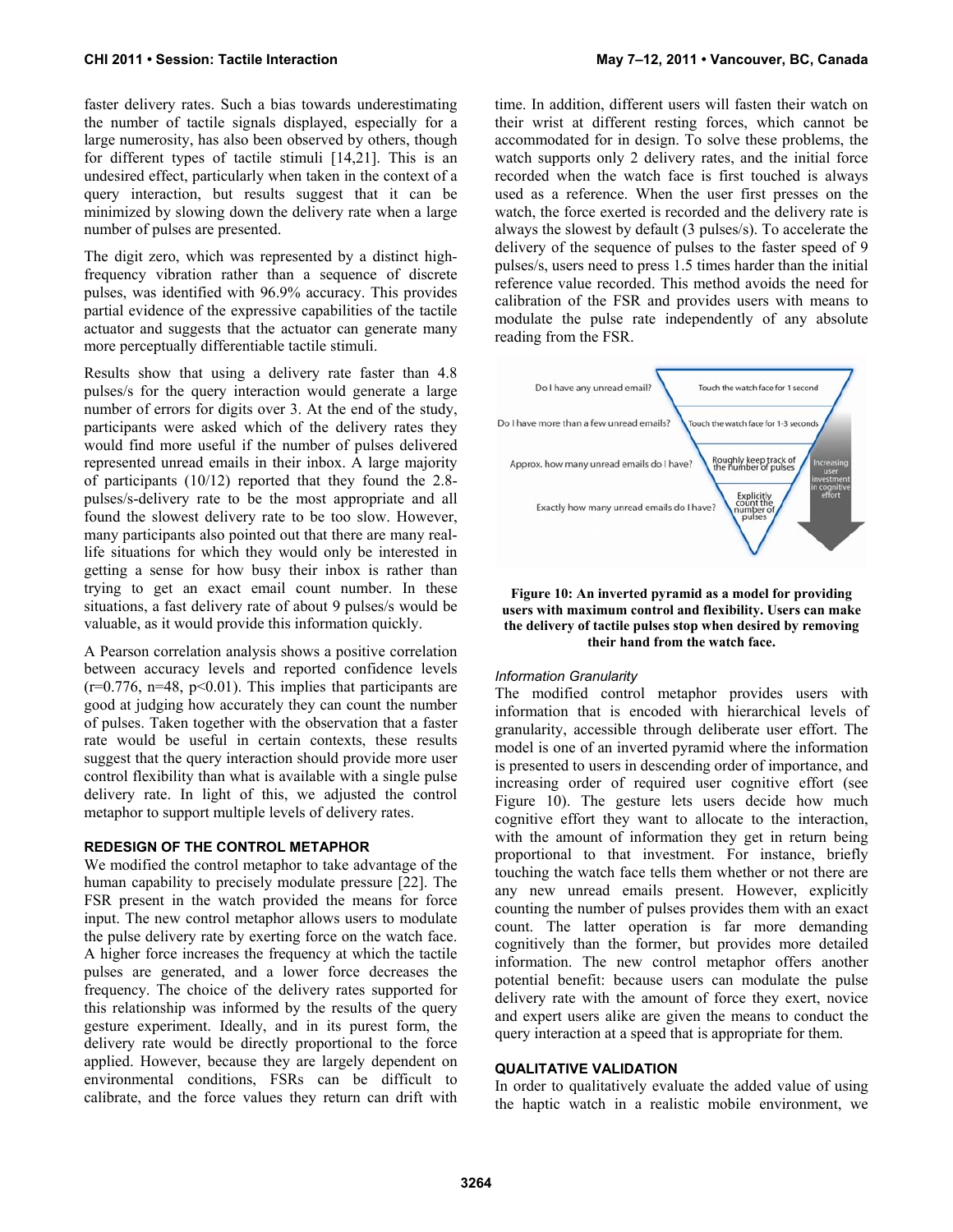faster delivery rates. Such a bias towards underestimating the number of tactile signals displayed, especially for a large numerosity, has also been observed by others, though for different types of tactile stimuli [14,21]. This is an undesired effect, particularly when taken in the context of a query interaction, but results suggest that it can be minimized by slowing down the delivery rate when a large number of pulses are presented.

The digit zero, which was represented by a distinct high-frequency vibration rather than a sequence of discrete pulses, was identified with 96.9% accuracy. This provides partial evidence of the expressive capabilities of the tactile actuator and suggests that the actuator can generate many more perceptually differentiable tactile stimuli.

Results show that using a delivery rate faster than 4.8 pulses/s for the query interaction would generate a large number of errors for digits over 3. At the end of the study, participants were asked which of the delivery rates they would find more useful if the number of pulses delivered represented unread emails in their inbox. A large majority of participants (10/12) reported that they found the 2.8-pulses/s-delivery rate to be the most appropriate and all found the slowest delivery rate to be too slow. However, many participants also pointed out that there are many real-life situations for which they would only be interested in getting a sense for how busy their inbox is rather than trying to get an exact email count number. In these situations, a fast delivery rate of about 9 pulses/s would be valuable, as it would provide this information quickly.

A Pearson correlation analysis shows a positive correlation between accuracy levels and reported confidence levels ($r=0.776$, $n=48$, $p<0.01$). This implies that participants are good at judging how accurately they can count the number of pulses. Taken together with the observation that a faster rate would be useful in certain contexts, these results suggest that the query interaction should provide more user control flexibility than what is available with a single pulse delivery rate. In light of this, we adjusted the control metaphor to support multiple levels of delivery rates.

## REDESIGN OF THE CONTROL METAPHOR

We modified the control metaphor to take advantage of the human capability to precisely modulate pressure [22]. The FSR present in the watch provided the means for force input. The new control metaphor allows users to modulate the pulse delivery rate by exerting force on the watch face. A higher force increases the frequency at which the tactile pulses are generated, and a lower force decreases the frequency. The choice of the delivery rates supported for this relationship was informed by the results of the query gesture experiment. Ideally, and in its purest form, the delivery rate would be directly proportional to the force applied. However, because they are largely dependent on environmental conditions, FSRs can be difficult to calibrate, and the force values they return can drift with time. In addition, different users will fasten their watch on their wrist at different resting forces, which cannot be accommodated for in design. To solve these problems, the watch supports only 2 delivery rates, and the initial force recorded when the watch face is first touched is always used as a reference. When the user first presses on the watch, the force exerted is recorded and the delivery rate is always the slowest by default (3 pulses/s). To accelerate the delivery of the sequence of pulses to the faster speed of 9 pulses/s, users need to press 1.5 times harder than the initial reference value recorded. This method avoids the need for calibration of the FSR and provides users with means to modulate the pulse rate independently of any absolute reading from the FSR.

| Question | Action |
|---|---|
| Do I have any unread email? | Touch the watch face for 1 second |
| Do I have more than a few unread emails? | Touch the watch face for 1-3 seconds |
| Approx. how many unread emails do I have? | Roughly keep track of the number of pulses |
| Exactly how many unread emails do I have? | Explicitly count the number of pulses |

Increasing user investment in cognitive effort

**Figure 10: An inverted pyramid as a model for providing users with maximum control and flexibility. Users can make the delivery of tactile pulses stop when desired by removing their hand from the watch face.**

### *Information Granularity*

The modified control metaphor provides users with information that is encoded with hierarchical levels of granularity, accessible through deliberate user effort. The model is one of an inverted pyramid where the information is presented to users in descending order of importance, and increasing order of required user cognitive effort (see Figure 10). The gesture lets users decide how much cognitive effort they want to allocate to the interaction, with the amount of information they get in return being proportional to that investment. For instance, briefly touching the watch face tells them whether or not there are any new unread emails present. However, explicitly counting the number of pulses provides them with an exact count. The latter operation is far more demanding cognitively than the former, but provides more detailed information. The new control metaphor offers another potential benefit: because users can modulate the pulse delivery rate with the amount of force they exert, novice and expert users alike are given the means to conduct the query interaction at a speed that is appropriate for them.

## QUALITATIVE VALIDATION

In order to qualitatively evaluate the added value of using the haptic watch in a realistic mobile environment, we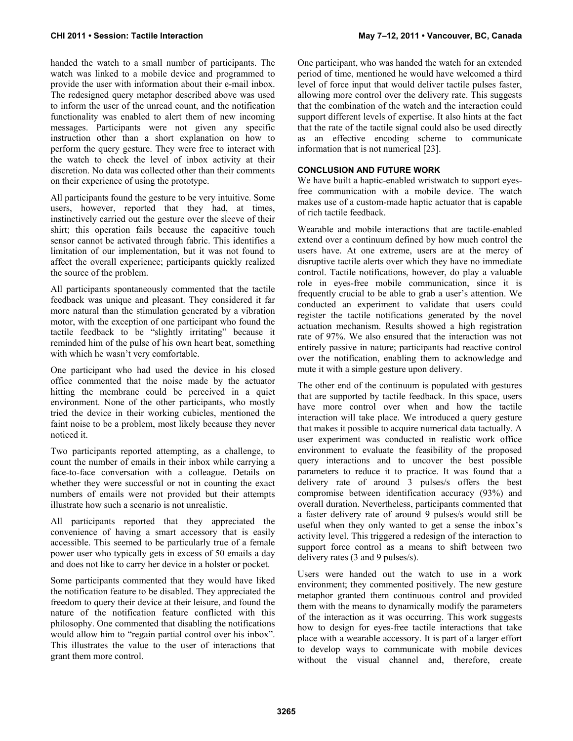handed the watch to a small number of participants. The watch was linked to a mobile device and programmed to provide the user with information about their e-mail inbox. The redesigned query metaphor described above was used to inform the user of the unread count, and the notification functionality was enabled to alert them of new incoming messages. Participants were not given any specific instruction other than a short explanation on how to perform the query gesture. They were free to interact with the watch to check the level of inbox activity at their discretion. No data was collected other than their comments on their experience of using the prototype.

All participants found the gesture to be very intuitive. Some users, however, reported that they had, at times, instinctively carried out the gesture over the sleeve of their shirt; this operation fails because the capacitive touch sensor cannot be activated through fabric. This identifies a limitation of our implementation, but it was not found to affect the overall experience; participants quickly realized the source of the problem.

All participants spontaneously commented that the tactile feedback was unique and pleasant. They considered it far more natural than the stimulation generated by a vibration motor, with the exception of one participant who found the tactile feedback to be "slightly irritating" because it reminded him of the pulse of his own heart beat, something with which he wasn't very comfortable.

One participant who had used the device in his closed office commented that the noise made by the actuator hitting the membrane could be perceived in a quiet environment. None of the other participants, who mostly tried the device in their working cubicles, mentioned the faint noise to be a problem, most likely because they never noticed it.

Two participants reported attempting, as a challenge, to count the number of emails in their inbox while carrying a face-to-face conversation with a colleague. Details on whether they were successful or not in counting the exact numbers of emails were not provided but their attempts illustrate how such a scenario is not unrealistic.

All participants reported that they appreciated the convenience of having a smart accessory that is easily accessible. This seemed to be particularly true of a female power user who typically gets in excess of 50 emails a day and does not like to carry her device in a holster or pocket.

Some participants commented that they would have liked the notification feature to be disabled. They appreciated the freedom to query their device at their leisure, and found the nature of the notification feature conflicted with this philosophy. One commented that disabling the notifications would allow him to "regain partial control over his inbox". This illustrates the value to the user of interactions that grant them more control.

One participant, who was handed the watch for an extended period of time, mentioned he would have welcomed a third level of force input that would deliver tactile pulses faster, allowing more control over the delivery rate. This suggests that the combination of the watch and the interaction could support different levels of expertise. It also hints at the fact that the rate of the tactile signal could also be used directly as an effective encoding scheme to communicate information that is not numerical [23].

## CONCLUSION AND FUTURE WORK

We have built a haptic-enabled wristwatch to support eyes-free communication with a mobile device. The watch makes use of a custom-made haptic actuator that is capable of rich tactile feedback.

Wearable and mobile interactions that are tactile-enabled extend over a continuum defined by how much control the users have. At one extreme, users are at the mercy of disruptive tactile alerts over which they have no immediate control. Tactile notifications, however, do play a valuable role in eyes-free mobile communication, since it is frequently crucial to be able to grab a user's attention. We conducted an experiment to validate that users could register the tactile notifications generated by the novel actuation mechanism. Results showed a high registration rate of 97%. We also ensured that the interaction was not entirely passive in nature; participants had reactive control over the notification, enabling them to acknowledge and mute it with a simple gesture upon delivery.

The other end of the continuum is populated with gestures that are supported by tactile feedback. In this space, users have more control over when and how the tactile interaction will take place. We introduced a query gesture that makes it possible to acquire numerical data tactually. A user experiment was conducted in realistic work office environment to evaluate the feasibility of the proposed query interactions and to uncover the best possible parameters to reduce it to practice. It was found that a delivery rate of around 3 pulses/s offers the best compromise between identification accuracy (93%) and overall duration. Nevertheless, participants commented that a faster delivery rate of around 9 pulses/s would still be useful when they only wanted to get a sense the inbox's activity level. This triggered a redesign of the interaction to support force control as a means to shift between two delivery rates (3 and 9 pulses/s).

Users were handed out the watch to use in a work environment; they commented positively. The new gesture metaphor granted them continuous control and provided them with the means to dynamically modify the parameters of the interaction as it was occurring. This work suggests how to design for eyes-free tactile interactions that take place with a wearable accessory. It is part of a larger effort to develop ways to communicate with mobile devices without the visual channel and, therefore, create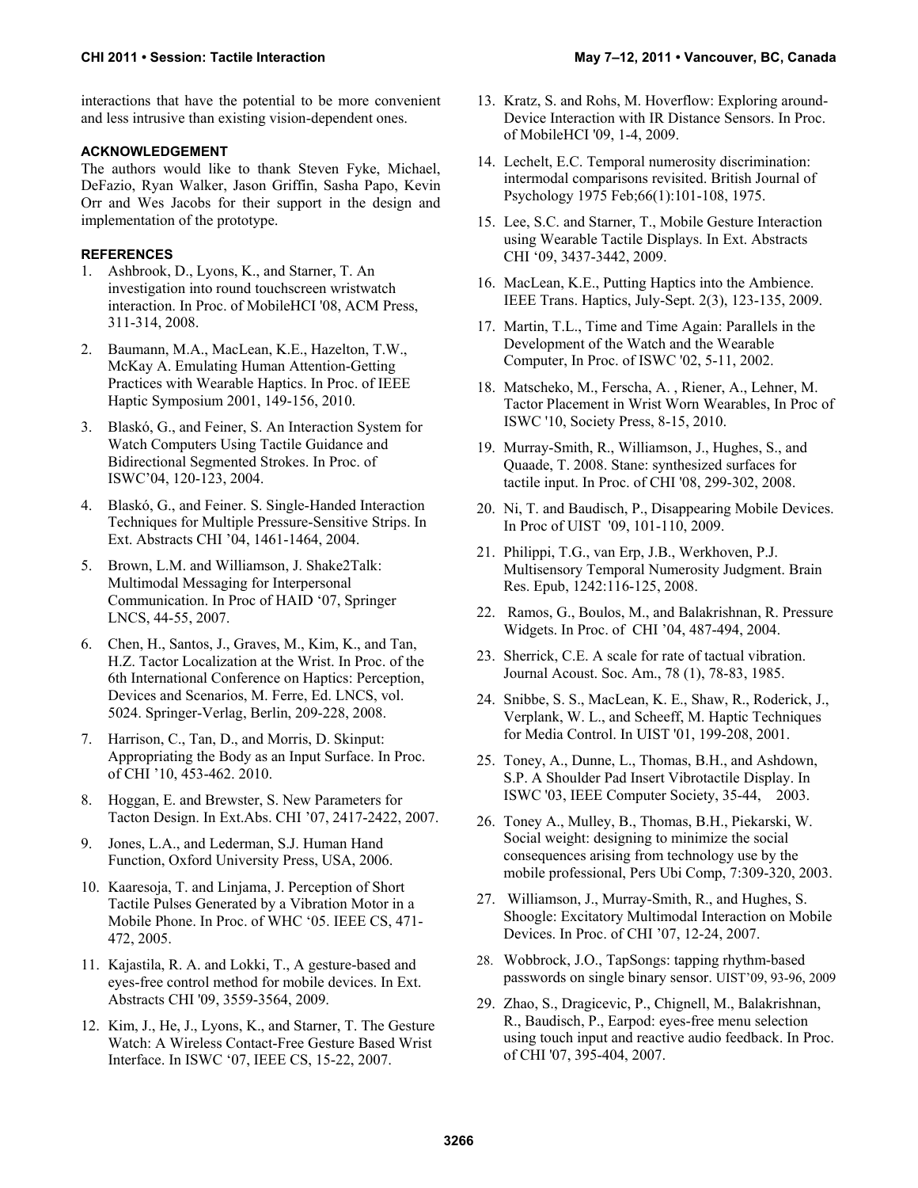interactions that have the potential to be more convenient and less intrusive than existing vision-dependent ones.

## ACKNOWLEDGEMENT

The authors would like to thank Steven Fyke, Michael, DeFazio, Ryan Walker, Jason Griffin, Sasha Papo, Kevin Orr and Wes Jacobs for their support in the design and implementation of the prototype.

## REFERENCES

1. Ashbrook, D., Lyons, K., and Starner, T. An investigation into round touchscreen wristwatch interaction. In Proc. of MobileHCI '08, ACM Press, 311-314, 2008.
2. Baumann, M.A., MacLean, K.E., Hazelton, T.W., McKay A. Emulating Human Attention-Getting Practices with Wearable Haptics. In Proc. of IEEE Haptic Symposium 2001, 149-156, 2010.
3. Blaskó, G., and Feiner, S. An Interaction System for Watch Computers Using Tactile Guidance and Bidirectional Segmented Strokes. In Proc. of ISWC'04, 120-123, 2004.
4. Blaskó, G., and Feiner. S. Single-Handed Interaction Techniques for Multiple Pressure-Sensitive Strips. In Ext. Abstracts CHI '04, 1461-1464, 2004.
5. Brown, L.M. and Williamson, J. Shake2Talk: Multimodal Messaging for Interpersonal Communication. In Proc of HAID '07, Springer LNCS, 44-55, 2007.
6. Chen, H., Santos, J., Graves, M., Kim, K., and Tan, H.Z. Tactor Localization at the Wrist. In Proc. of the 6th International Conference on Haptics: Perception, Devices and Scenarios, M. Ferre, Ed. LNCS, vol. 5024. Springer-Verlag, Berlin, 209-228, 2008.
7. Harrison, C., Tan, D., and Morris, D. Skinput: Appropriating the Body as an Input Surface. In Proc. of CHI '10, 453-462. 2010.
8. Hoggan, E. and Brewster, S. New Parameters for Tacton Design. In Ext.Abs. CHI '07, 2417-2422, 2007.
9. Jones, L.A., and Lederman, S.J. Human Hand Function, Oxford University Press, USA, 2006.
10. Kaaresoja, T. and Linjama, J. Perception of Short Tactile Pulses Generated by a Vibration Motor in a Mobile Phone. In Proc. of WHC '05. IEEE CS, 471-472, 2005.
11. Kajastila, R. A. and Lokki, T., A gesture-based and eyes-free control method for mobile devices. In Ext. Abstracts CHI '09, 3559-3564, 2009.
12. Kim, J., He, J., Lyons, K., and Starner, T. The Gesture Watch: A Wireless Contact-Free Gesture Based Wrist Interface. In ISWC '07, IEEE CS, 15-22, 2007.
13. Kratz, S. and Rohs, M. Hoverflow: Exploring around-Device Interaction with IR Distance Sensors. In Proc. of MobileHCI '09, 1-4, 2009.
14. Lechelt, E.C. Temporal numerosity discrimination: intermodal comparisons revisited. British Journal of Psychology 1975 Feb;66(1):101-108, 1975.
15. Lee, S.C. and Starner, T., Mobile Gesture Interaction using Wearable Tactile Displays. In Ext. Abstracts CHI '09, 3437-3442, 2009.
16. MacLean, K.E., Putting Haptics into the Ambience. IEEE Trans. Haptics, July-Sept. 2(3), 123-135, 2009.
17. Martin, T.L., Time and Time Again: Parallels in the Development of the Watch and the Wearable Computer, In Proc. of ISWC '02, 5-11, 2002.
18. Matscheko, M., Ferscha, A. , Riener, A., Lehner, M. Tactor Placement in Wrist Worn Wearables, In Proc of ISWC '10, Society Press, 8-15, 2010.
19. Murray-Smith, R., Williamson, J., Hughes, S., and Quaade, T. 2008. Stane: synthesized surfaces for tactile input. In Proc. of CHI '08, 299-302, 2008.
20. Ni, T. and Baudisch, P., Disappearing Mobile Devices. In Proc of UIST '09, 101-110, 2009.
21. Philippi, T.G., van Erp, J.B., Werkhoven, P.J. Multisensory Temporal Numerosity Judgment. Brain Res. Epub, 1242:116-125, 2008.
22. Ramos, G., Boulos, M., and Balakrishnan, R. Pressure Widgets. In Proc. of CHI '04, 487-494, 2004.
23. Sherrick, C.E. A scale for rate of tactual vibration. Journal Acoust. Soc. Am., 78 (1), 78-83, 1985.
24. Snibbe, S. S., MacLean, K. E., Shaw, R., Roderick, J., Verplank, W. L., and Scheeff, M. Haptic Techniques for Media Control. In UIST '01, 199-208, 2001.
25. Toney, A., Dunne, L., Thomas, B.H., and Ashdown, S.P. A Shoulder Pad Insert Vibrotactile Display. In ISWC '03, IEEE Computer Society, 35-44, 2003.
26. Toney A., Mulley, B., Thomas, B.H., Piekarski, W. Social weight: designing to minimize the social consequences arising from technology use by the mobile professional, Pers Ubi Comp, 7:309-320, 2003.
27. Williamson, J., Murray-Smith, R., and Hughes, S. Shoogle: Excitatory Multimodal Interaction on Mobile Devices. In Proc. of CHI '07, 12-24, 2007.
28. Wobbrock, J.O., TapSongs: tapping rhythm-based passwords on single binary sensor. UIST'09, 93-96, 2009
29. Zhao, S., Dragicevic, P., Chignell, M., Balakrishnan, R., Baudisch, P., Earpod: eyes-free menu selection using touch input and reactive audio feedback. In Proc. of CHI '07, 395-404, 2007.